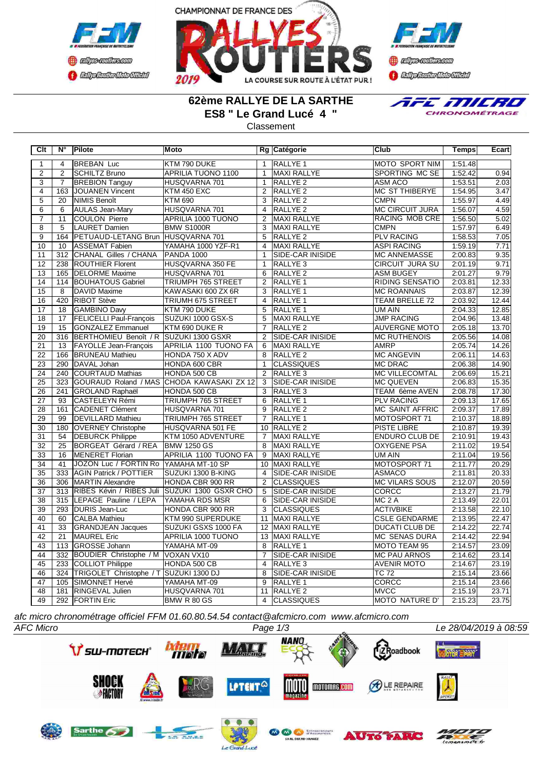# 62ème RALLYE DE LA SARTHE

## ES8 " Le Grand Lucé 4 "

Classement

| Clt | N° | Pilote | Moto | Rg | Catégorie | Club | Temps | Ecart |
|---|---|---|---|---|---|---|---|---|
| 1 | 4 | BREBAN Luc | KTM 790 DUKE | 1 | RALLYE 1 | MOTO SPORT NIM | 1:51.48 | |
| 2 | 2 | SCHILTZ Bruno | APRILIA TUONO 1100 | 1 | MAXI RALLYE | SPORTING MC SE | 1:52.42 | 0.94 |
| 3 | 7 | BREBION Tanguy | HUSQVARNA 701 | 1 | RALLYE 2 | ASM ACO | 1:53.51 | 2.03 |
| 4 | 163 | JOUANEN Vincent | KTM 450 EXC | 2 | RALLYE 2 | MC ST THIBERYE | 1:54.95 | 3.47 |
| 5 | 20 | NIMIS Benoît | KTM 690 | 3 | RALLYE 2 | CMPN | 1:55.97 | 4.49 |
| 6 | 6 | AULAS Jean-Mary | HUSQVARNA 701 | 4 | RALLYE 2 | MC CIRCUIT JURA | 1:56.07 | 4.59 |
| 7 | 11 | COULON Pierre | APRILIA 1000 TUONO | 2 | MAXI RALLYE | RACING MOB CRE | 1:56.50 | 5.02 |
| 8 | 5 | LAURET Damien | BMW S1000R | 3 | MAXI RALLYE | CMPN | 1:57.97 | 6.49 |
| 9 | 164 | PETUAUD-LETANG Brun | HUSQVARNA 701 | 5 | RALLYE 2 | PLV RACING | 1:58.53 | 7.05 |
| 10 | 10 | ASSEMAT Fabien | YAMAHA 1000 YZF-R1 | 4 | MAXI RALLYE | ASPI RACING | 1:59.19 | 7.71 |
| 11 | 312 | CHANAL Gilles / CHANA | PANDA 1000 | 1 | SIDE-CAR INISIDE | MC ANNEMASSE | 2:00.83 | 9.35 |
| 12 | 238 | ROUTHIER Florent | HUSQVARNA 350 FE | 1 | RALLYE 3 | CIRCUIT JURA SU | 2:01.19 | 9.71 |
| 13 | 165 | DELORME Maxime | HUSQVARNA 701 | 6 | RALLYE 2 | ASM BUGEY | 2:01.27 | 9.79 |
| 14 | 114 | BOUHATOUS Gabriel | TRIUMPH 765 STREET | 2 | RALLYE 1 | RIDING SENSATIO | 2:03.81 | 12.33 |
| 15 | 8 | DAVID Maxime | KAWASAKI 600 ZX 6R | 3 | RALLYE 1 | MC ROANNAIS | 2:03.87 | 12.39 |
| 16 | 420 | RIBOT Stève | TRIUMH 675 STREET | 4 | RALLYE 1 | TEAM BRELLE 72 | 2:03.92 | 12.44 |
| 17 | 18 | GAMBINO Davy | KTM 790 DUKE | 5 | RALLYE 1 | UM AIN | 2:04.33 | 12.85 |
| 18 | 17 | FELICELLI Paul-François | SUZUKI 1000 GSX-S | 5 | MAXI RALLYE | JMP RACING | 2:04.96 | 13.48 |
| 19 | 15 | GONZALEZ Emmanuel | KTM 690 DUKE R | 7 | RALLYE 2 | AUVERGNE MOTO | 2:05.18 | 13.70 |
| 20 | 316 | BERTHOMIEU Benoît / R | SUZUKI 1300 GSXR | 2 | SIDE-CAR INISIDE | MC RUTHENOIS | 2:05.56 | 14.08 |
| 21 | 13 | FAYOLLE Jean-François | APRILIA 1100 TUONO FA | 6 | MAXI RALLYE | AMRP | 2:05.74 | 14.26 |
| 22 | 166 | BRUNEAU Mathieu | HONDA 750 X ADV | 8 | RALLYE 2 | MC ANGEVIN | 2:06.11 | 14.63 |
| 23 | 290 | DAVAL Johan | HONDA 600 CBR | 1 | CLASSIQUES | MC DRAC | 2:06.38 | 14.90 |
| 24 | 240 | COURTAUD Mathias | HONDA 500 CB | 2 | RALLYE 3 | MC VILLECOMTAL | 2:06.69 | 15.21 |
| 25 | 323 | GOURAUD Roland / MAS | CHODA KAWASAKI ZX 12 | 3 | SIDE-CAR INISIDE | MC QUEVEN | 2:06.83 | 15.35 |
| 26 | 241 | GROLAND Raphaël | HONDA 500 CB | 3 | RALLYE 3 | TEAM 6ème AVEN | 2:08.78 | 17.30 |
| 27 | 93 | CASTELEYN Rémi | TRIUMPH 765 STREET | 6 | RALLYE 1 | PLV RACING | 2:09.13 | 17.65 |
| 28 | 161 | CADENET Clément | HUSQVARNA 701 | 9 | RALLYE 2 | MC SAINT AFFRIC | 2:09.37 | 17.89 |
| 29 | 99 | DEVILLARD Mathieu | TRIUMPH 765 STREET | 7 | RALLYE 1 | MOTOSPORT 71 | 2:10.37 | 18.89 |
| 30 | 180 | OVERNEY Christophe | HUSQVARNA 501 FE | 10 | RALLYE 2 | PISTE LIBRE | 2:10.87 | 19.39 |
| 31 | 54 | DEBURCK Philippe | KTM 1050 ADVENTURE | 7 | MAXI RALLYE | ENDURO CLUB DE | 2:10.91 | 19.43 |
| 32 | 25 | BORGEAT Gérard / REA | BMW 1250 GS | 8 | MAXI RALLYE | OXYGENE PSA | 2:11.02 | 19.54 |
| 33 | 16 | MENERET Florian | APRILIA 1100 TUONO FA | 9 | MAXI RALLYE | UM AIN | 2:11.04 | 19.56 |
| 34 | 41 | JOZON Luc / FORTIN Ro | YAMAHA MT-10 SP | 10 | MAXI RALLYE | MOTOSPORT 71 | 2:11.77 | 20.29 |
| 35 | 333 | AGIN Patrick / POTTIER | SUZUKI 1300 B-KING | 4 | SIDE-CAR INISIDE | ASMACO | 2:11.81 | 20.33 |
| 36 | 306 | MARTIN Alexandre | HONDA CBR 900 RR | 2 | CLASSIQUES | MC VILARS SOUS | 2:12.07 | 20.59 |
| 37 | 313 | RIBES Kévin / RIBES Juli | SUZUKI 1300 GSXR CHO | 5 | SIDE-CAR INISIDE | CORCC | 2:13.27 | 21.79 |
| 38 | 315 | LEPAGE Pauline / LEPA | YAMAHA RDS MSR | 6 | SIDE-CAR INISIDE | MC 2 A | 2:13.49 | 22.01 |
| 39 | 293 | DURIS Jean-Luc | HONDA CBR 900 RR | 3 | CLASSIQUES | ACTIVBIKE | 2:13.58 | 22.10 |
| 40 | 60 | CALBA Mathieu | KTM 990 SUPERDUKE | 11 | MAXI RALLYE | CSLE GENDARME | 2:13.95 | 22.47 |
| 41 | 33 | GRANDJEAN Jacques | SUZUKI GSXS 1000 FA | 12 | MAXI RALLYE | DUCATI CLUB DE | 2:14.22 | 22.74 |
| 42 | 21 | MAUREL Eric | APRILIA 1000 TUONO | 13 | MAXI RALLYE | MC SENAS DURA | 2:14.42 | 22.94 |
| 43 | 113 | GROSSE Johann | YAMAHA MT-09 | 8 | RALLYE 1 | MOTO TEAM 95 | 2:14.57 | 23.09 |
| 44 | 332 | BOUDIER Christophe / M | VOXAN VX10 | 7 | SIDE-CAR INISIDE | MC PAU ARNOS | 2:14.62 | 23.14 |
| 45 | 233 | COLLIOT Philippe | HONDA 500 CB | 4 | RALLYE 3 | AVENIR MOTO | 2:14.67 | 23.19 |
| 46 | 324 | TRIGOLET Christophe / T | SUZUKI 1300 DJ | 8 | SIDE-CAR INISIDE | TC 72 | 2:15.14 | 23.66 |
| 47 | 105 | SIMONNET Hervé | YAMAHA MT-09 | 9 | RALLYE 1 | CORCC | 2:15.14 | 23.66 |
| 48 | 181 | RINGEVAL Julien | HUSQVARNA 701 | 11 | RALLYE 2 | MVCC | 2:15.19 | 23.71 |
| 49 | 292 | FORTIN Eric | BMW R 80 GS | 4 | CLASSIQUES | MOTO NATURE D' | 2:15.23 | 23.75 |

*afc micro chronométrage officiel FFM 01.60.80.54.54 contact@afcmicro.com www.afcmicro.com*

*AFC Micro* — *Le 28/04/2019 à 08:59*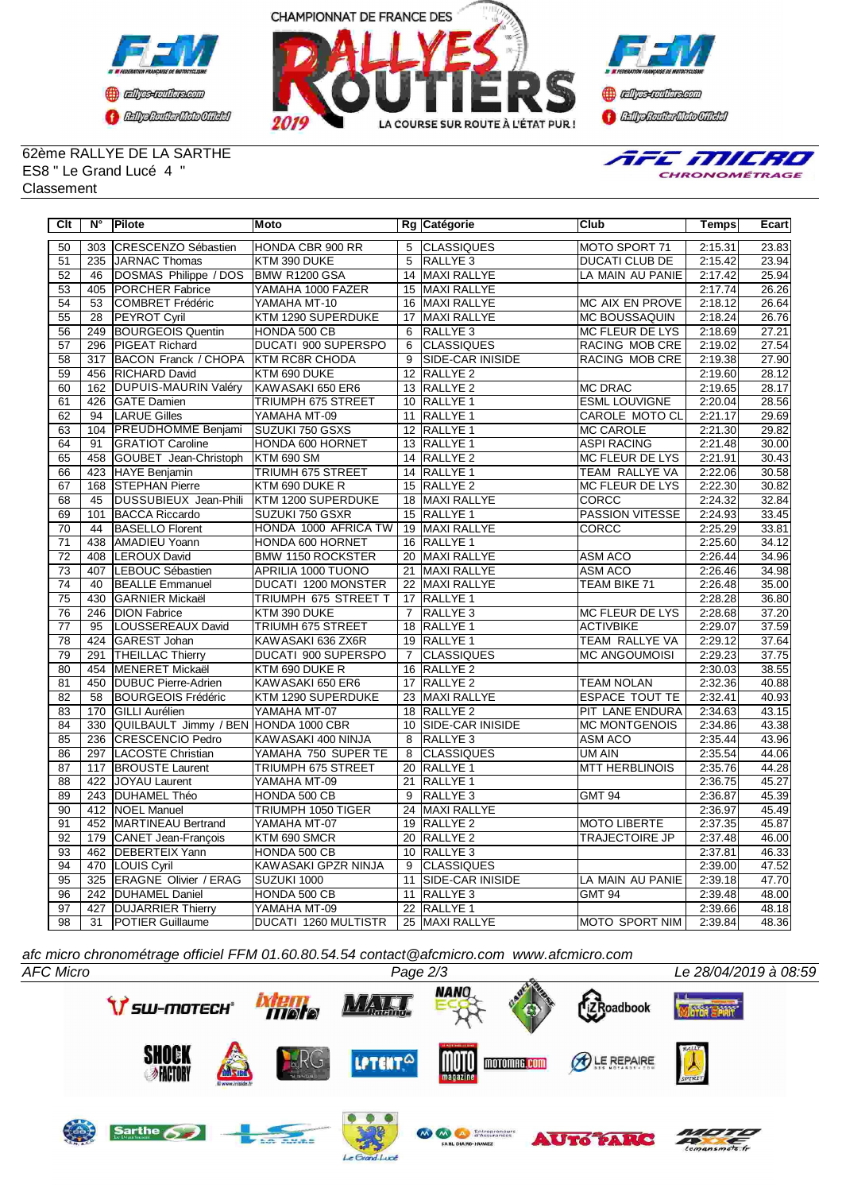62ème RALLYE DE LA SARTHE
ES8 " Le Grand Lucé 4 "
Classement

| Clt | N° | Pilote | Moto | Rg | Catégorie | Club | Temps | Ecart |
|---|---|---|---|---|---|---|---|---|
| 50 | 303 | CRESCENZO Sébastien | HONDA CBR 900 RR | 5 | CLASSIQUES | MOTO SPORT 71 | 2:15.31 | 23.83 |
| 51 | 235 | JARNAC Thomas | KTM 390 DUKE | 5 | RALLYE 3 | DUCATI CLUB DE | 2:15.42 | 23.94 |
| 52 | 46 | DOSMAS Philippe / DOS | BMW R1200 GSA | 14 | MAXI RALLYE | LA MAIN AU PANIE | 2:17.42 | 25.94 |
| 53 | 405 | PORCHER Fabrice | YAMAHA 1000 FAZER | 15 | MAXI RALLYE | | 2:17.74 | 26.26 |
| 54 | 53 | COMBRET Frédéric | YAMAHA MT-10 | 16 | MAXI RALLYE | MC AIX EN PROVE | 2:18.12 | 26.64 |
| 55 | 28 | PEYROT Cyril | KTM 1290 SUPERDUKE | 17 | MAXI RALLYE | MC BOUSSAQUIN | 2:18.24 | 26.76 |
| 56 | 249 | BOURGEOIS Quentin | HONDA 500 CB | 6 | RALLYE 3 | MC FLEUR DE LYS | 2:18.69 | 27.21 |
| 57 | 296 | PIGEAT Richard | DUCATI 900 SUPERSPO | 6 | CLASSIQUES | RACING MOB CRE | 2:19.02 | 27.54 |
| 58 | 317 | BACON Franck / CHOPA | KTM RC8R CHODA | 9 | SIDE-CAR INISIDE | RACING MOB CRE | 2:19.38 | 27.90 |
| 59 | 456 | RICHARD David | KTM 690 DUKE | 12 | RALLYE 2 | | 2:19.60 | 28.12 |
| 60 | 162 | DUPUIS-MAURIN Valéry | KAWASAKI 650 ER6 | 13 | RALLYE 2 | MC DRAC | 2:19.65 | 28.17 |
| 61 | 426 | GATE Damien | TRIUMPH 675 STREET | 10 | RALLYE 1 | ESML LOUVIGNE | 2:20.04 | 28.56 |
| 62 | 94 | LARUE Gilles | YAMAHA MT-09 | 11 | RALLYE 1 | CAROLE MOTO CL | 2:21.17 | 29.69 |
| 63 | 104 | PREUDHOMME Benjami | SUZUKI 750 GSXS | 12 | RALLYE 1 | MC CAROLE | 2:21.30 | 29.82 |
| 64 | 91 | GRATIOT Caroline | HONDA 600 HORNET | 13 | RALLYE 1 | ASPI RACING | 2:21.48 | 30.00 |
| 65 | 458 | GOUBET Jean-Christoph | KTM 690 SM | 14 | RALLYE 2 | MC FLEUR DE LYS | 2:21.91 | 30.43 |
| 66 | 423 | HAYE Benjamin | TRIUMH 675 STREET | 14 | RALLYE 1 | TEAM RALLYE VA | 2:22.06 | 30.58 |
| 67 | 168 | STEPHAN Pierre | KTM 690 DUKE R | 15 | RALLYE 2 | MC FLEUR DE LYS | 2:22.30 | 30.82 |
| 68 | 45 | DUSSUBIEUX Jean-Phili | KTM 1200 SUPERDUKE | 18 | MAXI RALLYE | CORCC | 2:24.32 | 32.84 |
| 69 | 101 | BACCA Riccardo | SUZUKI 750 GSXR | 15 | RALLYE 1 | PASSION VITESSE | 2:24.93 | 33.45 |
| 70 | 44 | BASELLO Florent | HONDA 1000 AFRICA TW | 19 | MAXI RALLYE | CORCC | 2:25.29 | 33.81 |
| 71 | 438 | AMADIEU Yoann | HONDA 600 HORNET | 16 | RALLYE 1 | | 2:25.60 | 34.12 |
| 72 | 408 | LEROUX David | BMW 1150 ROCKSTER | 20 | MAXI RALLYE | ASM ACO | 2:26.44 | 34.96 |
| 73 | 407 | LEBOUC Sébastien | APRILIA 1000 TUONO | 21 | MAXI RALLYE | ASM ACO | 2:26.46 | 34.98 |
| 74 | 40 | BEALLE Emmanuel | DUCATI 1200 MONSTER | 22 | MAXI RALLYE | TEAM BIKE 71 | 2:26.48 | 35.00 |
| 75 | 430 | GARNIER Mickaël | TRIUMPH 675 STREET T | 17 | RALLYE 1 | | 2:28.28 | 36.80 |
| 76 | 246 | DION Fabrice | KTM 390 DUKE | 7 | RALLYE 3 | MC FLEUR DE LYS | 2:28.68 | 37.20 |
| 77 | 95 | LOUSSEREAUX David | TRIUMH 675 STREET | 18 | RALLYE 1 | ACTIVBIKE | 2:29.07 | 37.59 |
| 78 | 424 | GAREST Johan | KAWASAKI 636 ZX6R | 19 | RALLYE 1 | TEAM RALLYE VA | 2:29.12 | 37.64 |
| 79 | 291 | THEILLAC Thierry | DUCATI 900 SUPERSPO | 7 | CLASSIQUES | MC ANGOUMOISI | 2:29.23 | 37.75 |
| 80 | 454 | MENERET Mickaël | KTM 690 DUKE R | 16 | RALLYE 2 | | 2:30.03 | 38.55 |
| 81 | 450 | DUBUC Pierre-Adrien | KAWASAKI 650 ER6 | 17 | RALLYE 2 | TEAM NOLAN | 2:32.36 | 40.88 |
| 82 | 58 | BOURGEOIS Frédéric | KTM 1290 SUPERDUKE | 23 | MAXI RALLYE | ESPACE TOUT TE | 2:32.41 | 40.93 |
| 83 | 170 | GILLI Aurélien | YAMAHA MT-07 | 18 | RALLYE 2 | PIT LANE ENDURA | 2:34.63 | 43.15 |
| 84 | 330 | QUILBAULT Jimmy / BEN | HONDA 1000 CBR | 10 | SIDE-CAR INISIDE | MC MONTGENOIS | 2:34.86 | 43.38 |
| 85 | 236 | CRESCENCIO Pedro | KAWASAKI 400 NINJA | 8 | RALLYE 3 | ASM ACO | 2:35.44 | 43.96 |
| 86 | 297 | LACOSTE Christian | YAMAHA 750 SUPER TE | 8 | CLASSIQUES | UM AIN | 2:35.54 | 44.06 |
| 87 | 117 | BROUSTE Laurent | TRIUMPH 675 STREET | 20 | RALLYE 1 | MTT HERBLINOIS | 2:35.76 | 44.28 |
| 88 | 422 | JOYAU Laurent | YAMAHA MT-09 | 21 | RALLYE 1 | | 2:36.75 | 45.27 |
| 89 | 243 | DUHAMEL Théo | HONDA 500 CB | 9 | RALLYE 3 | GMT 94 | 2:36.87 | 45.39 |
| 90 | 412 | NOEL Manuel | TRIUMPH 1050 TIGER | 24 | MAXI RALLYE | | 2:36.97 | 45.49 |
| 91 | 452 | MARTINEAU Bertrand | YAMAHA MT-07 | 19 | RALLYE 2 | MOTO LIBERTE | 2:37.35 | 45.87 |
| 92 | 179 | CANET Jean-François | KTM 690 SMCR | 20 | RALLYE 2 | TRAJECTOIRE JP | 2:37.48 | 46.00 |
| 93 | 462 | DEBERTEIX Yann | HONDA 500 CB | 10 | RALLYE 3 | | 2:37.81 | 46.33 |
| 94 | 470 | LOUIS Cyril | KAWASAKI GPZR NINJA | 9 | CLASSIQUES | | 2:39.00 | 47.52 |
| 95 | 325 | ERAGNE Olivier / ERAG | SUZUKI 1000 | 11 | SIDE-CAR INISIDE | LA MAIN AU PANIE | 2:39.18 | 47.70 |
| 96 | 242 | DUHAMEL Daniel | HONDA 500 CB | 11 | RALLYE 3 | GMT 94 | 2:39.48 | 48.00 |
| 97 | 427 | DUJARRIER Thierry | YAMAHA MT-09 | 22 | RALLYE 1 | | 2:39.66 | 48.18 |
| 98 | 31 | POTIER Guillaume | DUCATI 1260 MULTISTR | 25 | MAXI RALLYE | MOTO SPORT NIM | 2:39.84 | 48.36 |

*afc micro chronométrage officiel FFM 01.60.80.54.54 contact@afcmicro.com www.afcmicro.com*

*AFC Micro* — *Le 28/04/2019 à 08:59*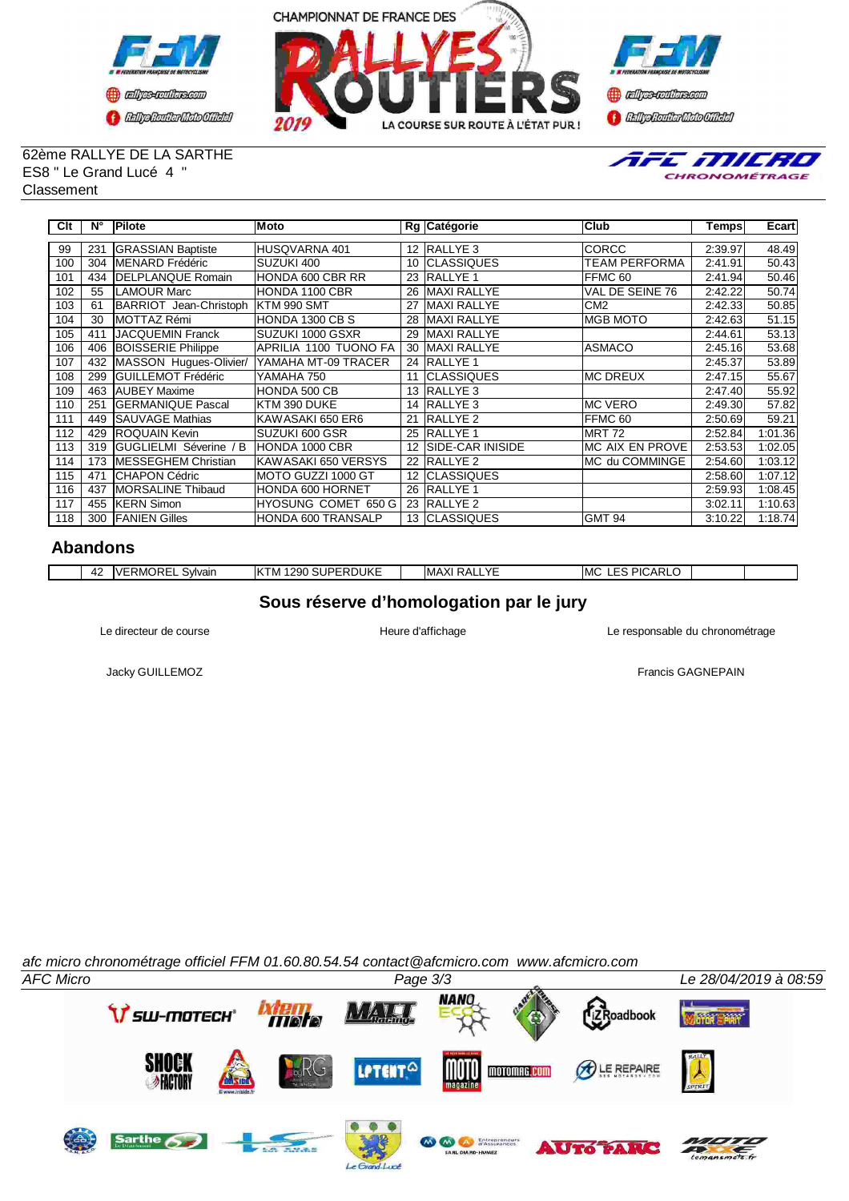62ème RALLYE DE LA SARTHE
ES8 " Le Grand Lucé 4 "
Classement

| Clt | N° | Pilote | Moto | Rg | Catégorie | Club | Temps | Ecart |
|---|---|---|---|---|---|---|---|---|
| 99 | 231 | GRASSIAN Baptiste | HUSQVARNA 401 | 12 | RALLYE 3 | CORCC | 2:39.97 | 48.49 |
| 100 | 304 | MENARD Frédéric | SUZUKI 400 | 10 | CLASSIQUES | TEAM PERFORMA | 2:41.91 | 50.43 |
| 101 | 434 | DELPLANQUE Romain | HONDA 600 CBR RR | 23 | RALLYE 1 | FFMC 60 | 2:41.94 | 50.46 |
| 102 | 55 | LAMOUR Marc | HONDA 1100 CBR | 26 | MAXI RALLYE | VAL DE SEINE 76 | 2:42.22 | 50.74 |
| 103 | 61 | BARRIOT Jean-Christoph | KTM 990 SMT | 27 | MAXI RALLYE | CM2 | 2:42.33 | 50.85 |
| 104 | 30 | MOTTAZ Rémi | HONDA 1300 CB S | 28 | MAXI RALLYE | MGB MOTO | 2:42.63 | 51.15 |
| 105 | 411 | JACQUEMIN Franck | SUZUKI 1000 GSXR | 29 | MAXI RALLYE | | 2:44.61 | 53.13 |
| 106 | 406 | BOISSERIE Philippe | APRILIA 1100 TUONO FA | 30 | MAXI RALLYE | ASMACO | 2:45.16 | 53.68 |
| 107 | 432 | MASSON Hugues-Olivier/ | YAMAHA MT-09 TRACER | 24 | RALLYE 1 | | 2:45.37 | 53.89 |
| 108 | 299 | GUILLEMOT Frédéric | YAMAHA 750 | 11 | CLASSIQUES | MC DREUX | 2:47.15 | 55.67 |
| 109 | 463 | AUBEY Maxime | HONDA 500 CB | 13 | RALLYE 3 | | 2:47.40 | 55.92 |
| 110 | 251 | GERMANIQUE Pascal | KTM 390 DUKE | 14 | RALLYE 3 | MC VERO | 2:49.30 | 57.82 |
| 111 | 449 | SAUVAGE Mathias | KAWASAKI 650 ER6 | 21 | RALLYE 2 | FFMC 60 | 2:50.69 | 59.21 |
| 112 | 429 | ROQUAIN Kevin | SUZUKI 600 GSR | 25 | RALLYE 1 | MRT 72 | 2:52.84 | 1:01.36 |
| 113 | 319 | GUGLIELMI Séverine / B | HONDA 1000 CBR | 12 | SIDE-CAR INISIDE | MC AIX EN PROVE | 2:53.53 | 1:02.05 |
| 114 | 173 | MESSEGHEM Christian | KAWASAKI 650 VERSYS | 22 | RALLYE 2 | MC du COMMINGE | 2:54.60 | 1:03.12 |
| 115 | 471 | CHAPON Cédric | MOTO GUZZI 1000 GT | 12 | CLASSIQUES | | 2:58.60 | 1:07.12 |
| 116 | 437 | MORSALINE Thibaud | HONDA 600 HORNET | 26 | RALLYE 1 | | 2:59.93 | 1:08.45 |
| 117 | 455 | KERN Simon | HYOSUNG COMET 650 G | 23 | RALLYE 2 | | 3:02.11 | 1:10.63 |
| 118 | 300 | FANIEN Gilles | HONDA 600 TRANSALP | 13 | CLASSIQUES | GMT 94 | 3:10.22 | 1:18.74 |

## Abandons

| | | | | | | | | |
|---|---|---|---|---|---|---|---|---|
| | 42 | VERMOREL Sylvain | KTM 1290 SUPERDUKE | | MAXI RALLYE | MC LES PICARLO | | |

## Sous réserve d'homologation par le jury

Le directeur de course — Heure d'affichage — Le responsable du chronométrage

Jacky GUILLEMOZ — Francis GAGNEPAIN

*afc micro chronométrage officiel FFM 01.60.80.54.54 contact@afcmicro.com www.afcmicro.com*

*AFC Micro* — *Le 28/04/2019 à 08:59*